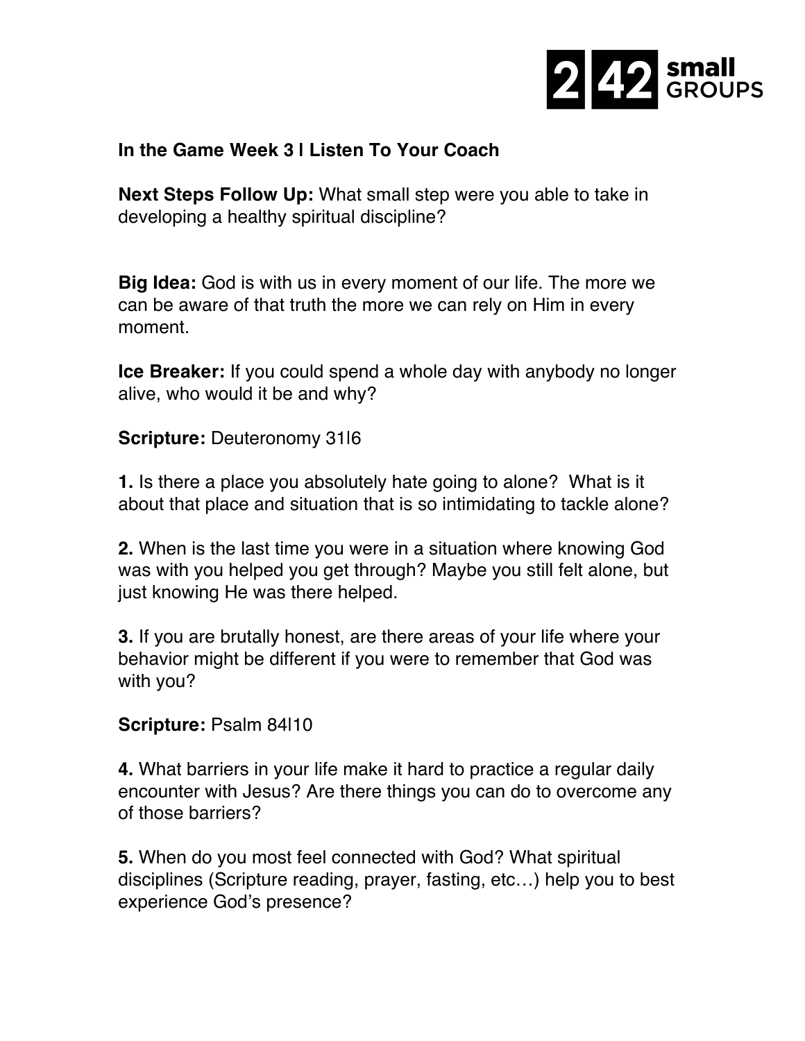**In the Game Week 3 l Listen To Your Coach**

**Next Steps Follow Up:** What small step were you able to take in developing a healthy spiritual discipline?

**Big Idea:** God is with us in every moment of our life. The more we can be aware of that truth the more we can rely on Him in every moment.

**Ice Breaker:** If you could spend a whole day with anybody no longer alive, who would it be and why?

**Scripture:** Deuteronomy 31l6

**1.** Is there a place you absolutely hate going to alone? What is it about that place and situation that is so intimidating to tackle alone?

**2.** When is the last time you were in a situation where knowing God was with you helped you get through? Maybe you still felt alone, but just knowing He was there helped.

**3.** If you are brutally honest, are there areas of your life where your behavior might be different if you were to remember that God was with you?

**Scripture:** Psalm 84l10

**4.** What barriers in your life make it hard to practice a regular daily encounter with Jesus? Are there things you can do to overcome any of those barriers?

**5.** When do you most feel connected with God? What spiritual disciplines (Scripture reading, prayer, fasting, etc…) help you to best experience God's presence?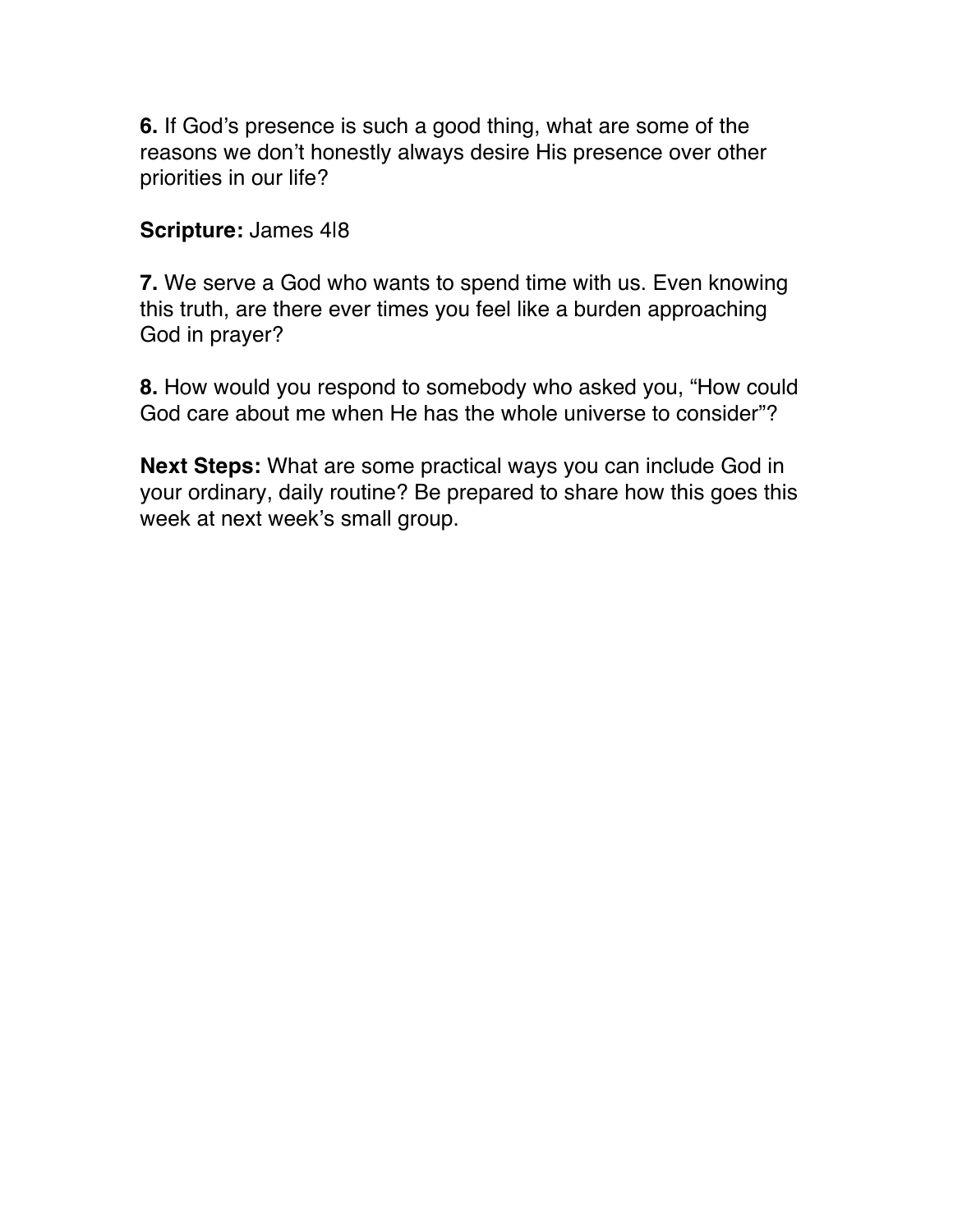**6.** If God’s presence is such a good thing, what are some of the reasons we don’t honestly always desire His presence over other priorities in our life?

**Scripture:** James 4l8

**7.** We serve a God who wants to spend time with us. Even knowing this truth, are there ever times you feel like a burden approaching God in prayer?

**8.** How would you respond to somebody who asked you, “How could God care about me when He has the whole universe to consider”?

**Next Steps:** What are some practical ways you can include God in your ordinary, daily routine? Be prepared to share how this goes this week at next week’s small group.